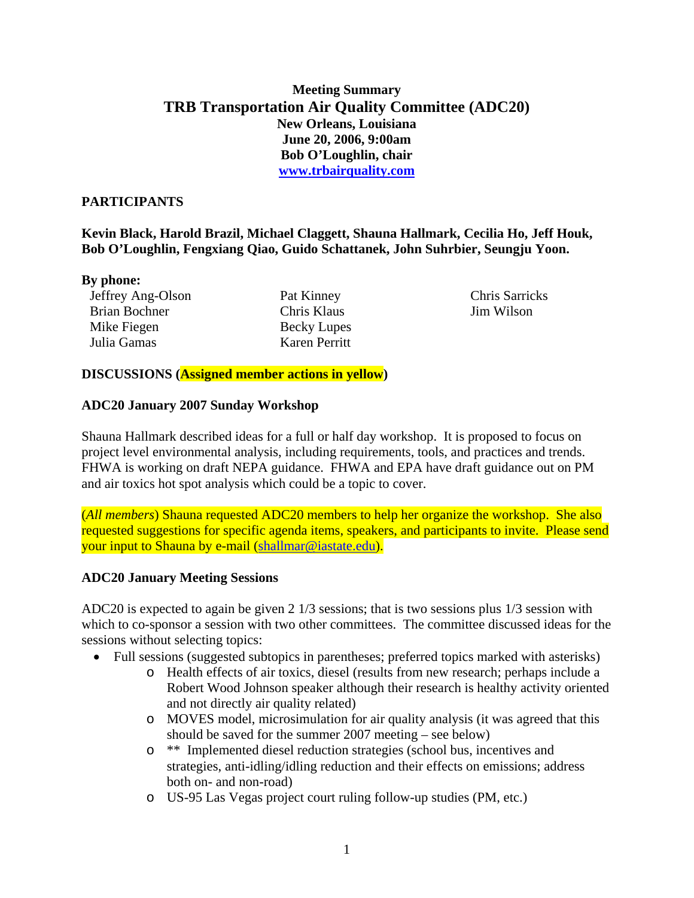**Meeting Summary**

# TRB Transportation Air Quality Committee (ADC20)

**New Orleans, Louisiana**
**June 20, 2006, 9:00am**
**Bob O'Loughlin, chair**
**www.trbairquality.com**

## PARTICIPANTS

**Kevin Black, Harold Brazil, Michael Claggett, Shauna Hallmark, Cecilia Ho, Jeff Houk, Bob O'Loughlin, Fengxiang Qiao, Guido Schattanek, John Suhrbier, Seungju Yoon.**

**By phone:**

Jeffrey Ang-Olson
Brian Bochner
Mike Fiegen
Julia Gamas
Pat Kinney
Chris Klaus
Becky Lupes
Karen Perritt
Chris Sarricks
Jim Wilson

## DISCUSSIONS (Assigned member actions in yellow)

### ADC20 January 2007 Sunday Workshop

Shauna Hallmark described ideas for a full or half day workshop. It is proposed to focus on project level environmental analysis, including requirements, tools, and practices and trends. FHWA is working on draft NEPA guidance. FHWA and EPA have draft guidance out on PM and air toxics hot spot analysis which could be a topic to cover.

(*All members*) Shauna requested ADC20 members to help her organize the workshop. She also requested suggestions for specific agenda items, speakers, and participants to invite. Please send your input to Shauna by e-mail (shallmar@iastate.edu).

### ADC20 January Meeting Sessions

ADC20 is expected to again be given 2 1/3 sessions; that is two sessions plus 1/3 session with which to co-sponsor a session with two other committees. The committee discussed ideas for the sessions without selecting topics:

- Full sessions (suggested subtopics in parentheses; preferred topics marked with asterisks)
  - Health effects of air toxics, diesel (results from new research; perhaps include a Robert Wood Johnson speaker although their research is healthy activity oriented and not directly air quality related)
  - MOVES model, microsimulation for air quality analysis (it was agreed that this should be saved for the summer 2007 meeting – see below)
  - ** Implemented diesel reduction strategies (school bus, incentives and strategies, anti-idling/idling reduction and their effects on emissions; address both on- and non-road)
  - US-95 Las Vegas project court ruling follow-up studies (PM, etc.)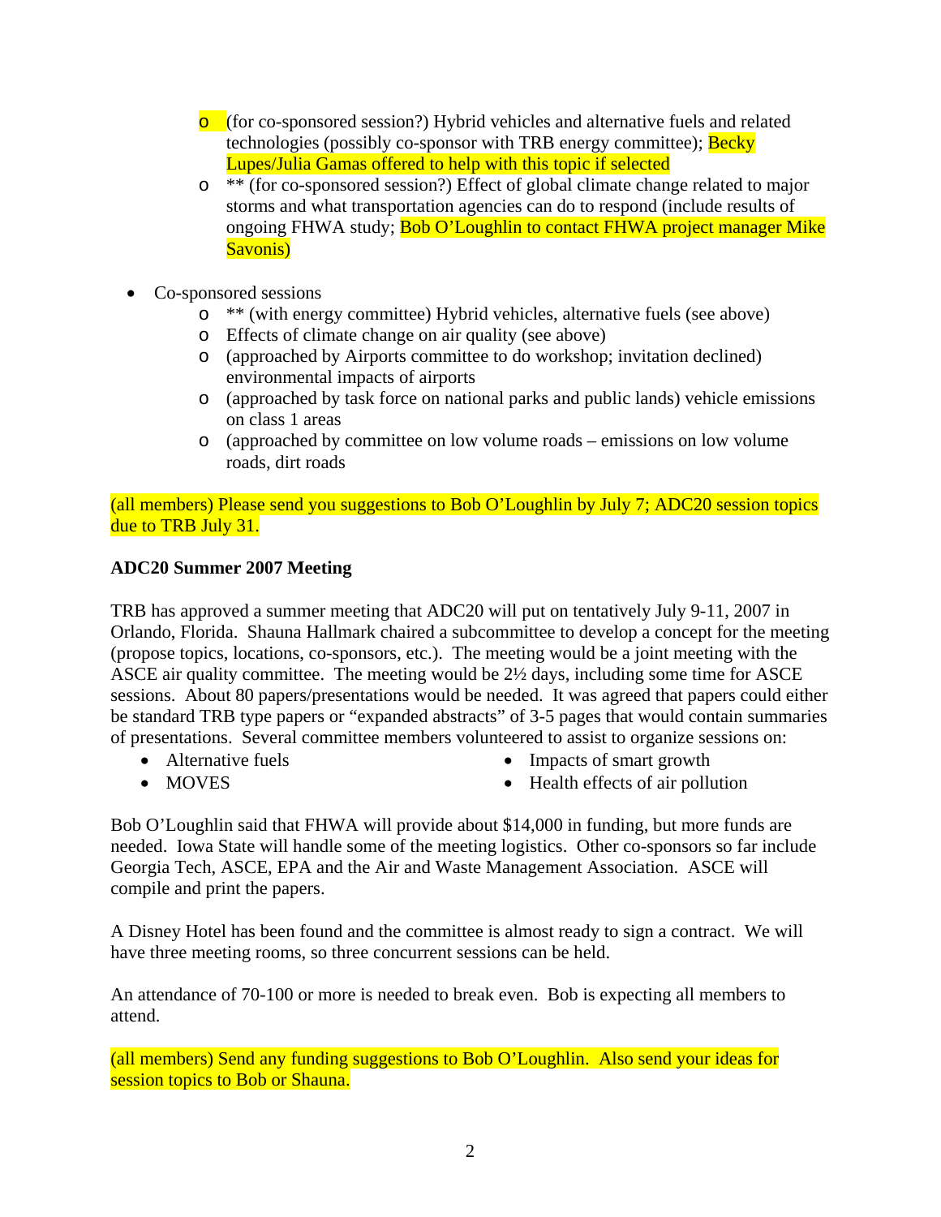- (for co-sponsored session?) Hybrid vehicles and alternative fuels and related technologies (possibly co-sponsor with TRB energy committee); Becky Lupes/Julia Gamas offered to help with this topic if selected
  - ** (for co-sponsored session?) Effect of global climate change related to major storms and what transportation agencies can do to respond (include results of ongoing FHWA study; Bob O'Loughlin to contact FHWA project manager Mike Savonis)

- Co-sponsored sessions
  - ** (with energy committee) Hybrid vehicles, alternative fuels (see above)
  - Effects of climate change on air quality (see above)
  - (approached by Airports committee to do workshop; invitation declined) environmental impacts of airports
  - (approached by task force on national parks and public lands) vehicle emissions on class 1 areas
  - (approached by committee on low volume roads – emissions on low volume roads, dirt roads

(all members) Please send you suggestions to Bob O'Loughlin by July 7; ADC20 session topics due to TRB July 31.

**ADC20 Summer 2007 Meeting**

TRB has approved a summer meeting that ADC20 will put on tentatively July 9-11, 2007 in Orlando, Florida. Shauna Hallmark chaired a subcommittee to develop a concept for the meeting (propose topics, locations, co-sponsors, etc.). The meeting would be a joint meeting with the ASCE air quality committee. The meeting would be 2½ days, including some time for ASCE sessions. About 80 papers/presentations would be needed. It was agreed that papers could either be standard TRB type papers or "expanded abstracts" of 3-5 pages that would contain summaries of presentations. Several committee members volunteered to assist to organize sessions on:

- Alternative fuels
- MOVES
- Impacts of smart growth
- Health effects of air pollution

Bob O'Loughlin said that FHWA will provide about $14,000 in funding, but more funds are needed. Iowa State will handle some of the meeting logistics. Other co-sponsors so far include Georgia Tech, ASCE, EPA and the Air and Waste Management Association. ASCE will compile and print the papers.

A Disney Hotel has been found and the committee is almost ready to sign a contract. We will have three meeting rooms, so three concurrent sessions can be held.

An attendance of 70-100 or more is needed to break even. Bob is expecting all members to attend.

(all members) Send any funding suggestions to Bob O'Loughlin. Also send your ideas for session topics to Bob or Shauna.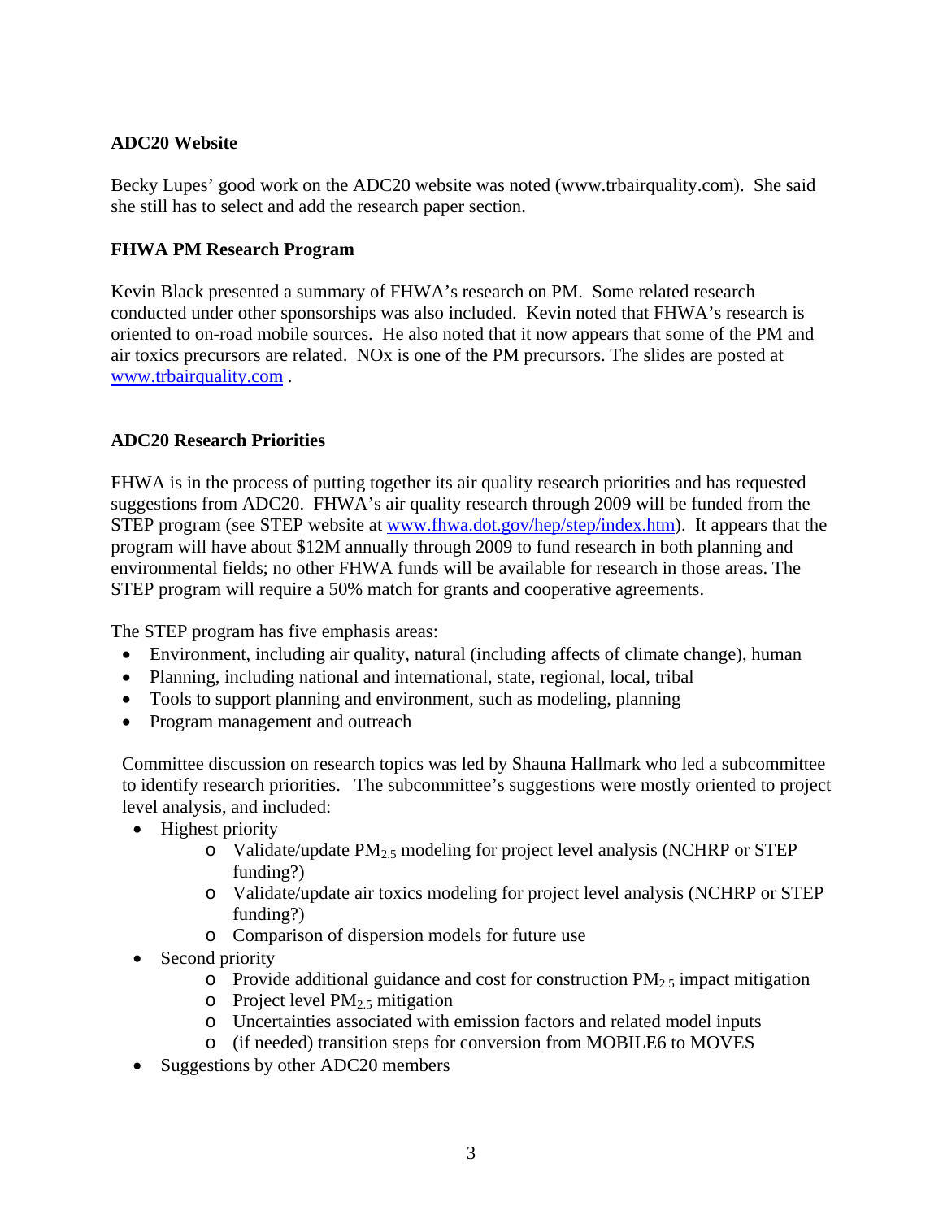**ADC20 Website**

Becky Lupes' good work on the ADC20 website was noted (www.trbairquality.com). She said she still has to select and add the research paper section.

**FHWA PM Research Program**

Kevin Black presented a summary of FHWA's research on PM. Some related research conducted under other sponsorships was also included. Kevin noted that FHWA's research is oriented to on-road mobile sources. He also noted that it now appears that some of the PM and air toxics precursors are related. NOx is one of the PM precursors. The slides are posted at www.trbairquality.com .

**ADC20 Research Priorities**

FHWA is in the process of putting together its air quality research priorities and has requested suggestions from ADC20. FHWA's air quality research through 2009 will be funded from the STEP program (see STEP website at www.fhwa.dot.gov/hep/step/index.htm). It appears that the program will have about $12M annually through 2009 to fund research in both planning and environmental fields; no other FHWA funds will be available for research in those areas. The STEP program will require a 50% match for grants and cooperative agreements.

The STEP program has five emphasis areas:

- Environment, including air quality, natural (including affects of climate change), human
- Planning, including national and international, state, regional, local, tribal
- Tools to support planning and environment, such as modeling, planning
- Program management and outreach

Committee discussion on research topics was led by Shauna Hallmark who led a subcommittee to identify research priorities. The subcommittee's suggestions were mostly oriented to project level analysis, and included:

- Highest priority
  - Validate/update $PM_{2.5}$ modeling for project level analysis (NCHRP or STEP funding?)
  - Validate/update air toxics modeling for project level analysis (NCHRP or STEP funding?)
  - Comparison of dispersion models for future use
- Second priority
  - Provide additional guidance and cost for construction $PM_{2.5}$ impact mitigation
  - Project level $PM_{2.5}$ mitigation
  - Uncertainties associated with emission factors and related model inputs
  - (if needed) transition steps for conversion from MOBILE6 to MOVES
- Suggestions by other ADC20 members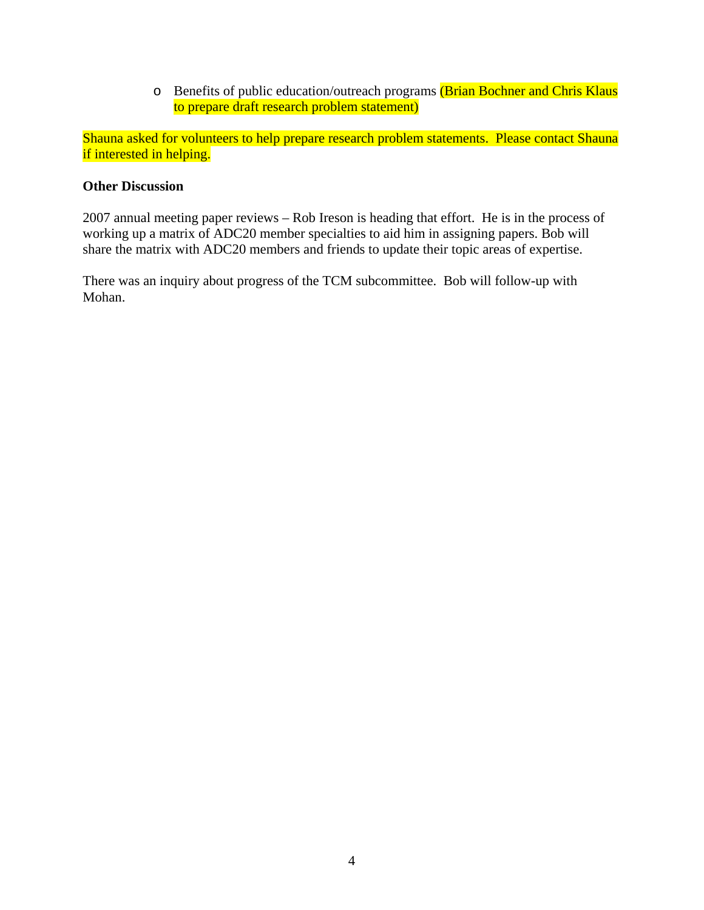- Benefits of public education/outreach programs (Brian Bochner and Chris Klaus to prepare draft research problem statement)

Shauna asked for volunteers to help prepare research problem statements. Please contact Shauna if interested in helping.

**Other Discussion**

2007 annual meeting paper reviews – Rob Ireson is heading that effort. He is in the process of working up a matrix of ADC20 member specialties to aid him in assigning papers. Bob will share the matrix with ADC20 members and friends to update their topic areas of expertise.

There was an inquiry about progress of the TCM subcommittee. Bob will follow-up with Mohan.